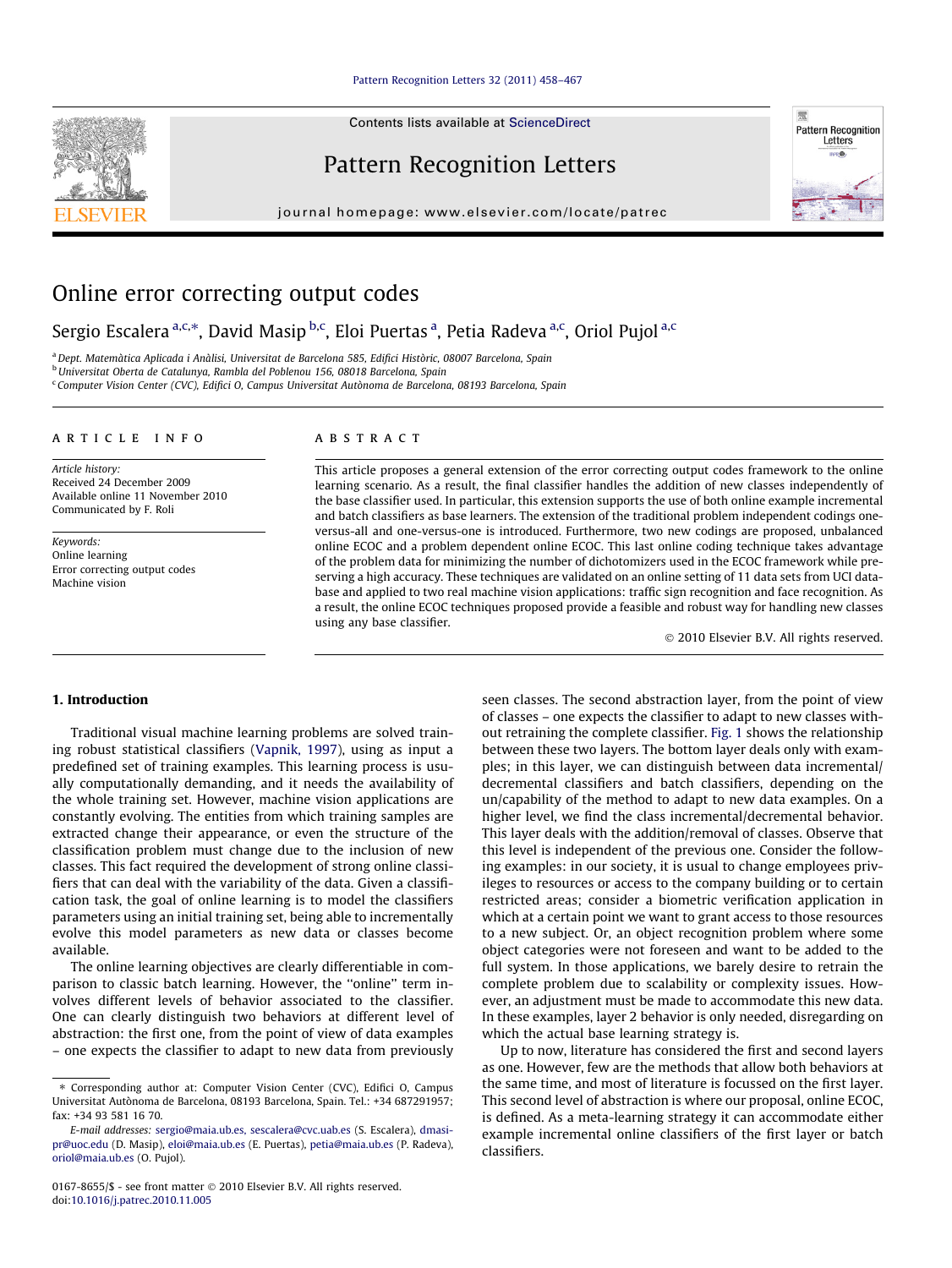# Online error correcting output codes

Sergio Escalera [a,c,*], David Masip [b,c], Eloi Puertas [a], Petia Radeva [a,c], Oriol Pujol [a,c]

[a] Dept. Matemàtica Aplicada i Anàlisi, Universitat de Barcelona 585, Edifici Històric, 08007 Barcelona, Spain
[b] Universitat Oberta de Catalunya, Rambla del Poblenou 156, 08018 Barcelona, Spain
[c] Computer Vision Center (CVC), Edifici O, Campus Universitat Autònoma de Barcelona, 08193 Barcelona, Spain

## ARTICLE INFO

*Article history:*
Received 24 December 2009
Available online 11 November 2010
Communicated by F. Roli

*Keywords:*
Online learning
Error correcting output codes
Machine vision

## ABSTRACT

This article proposes a general extension of the error correcting output codes framework to the online learning scenario. As a result, the final classifier handles the addition of new classes independently of the base classifier used. In particular, this extension supports the use of both online example incremental and batch classifiers as base learners. The extension of the traditional problem independent codings one-versus-all and one-versus-one is introduced. Furthermore, two new codings are proposed, unbalanced online ECOC and a problem dependent online ECOC. This last online coding technique takes advantage of the problem data for minimizing the number of dichotomizers used in the ECOC framework while preserving a high accuracy. These techniques are validated on an online setting of 11 data sets from UCI database and applied to two real machine vision applications: traffic sign recognition and face recognition. As a result, the online ECOC techniques proposed provide a feasible and robust way for handling new classes using any base classifier.

© 2010 Elsevier B.V. All rights reserved.

## 1. Introduction

Traditional visual machine learning problems are solved training robust statistical classifiers (Vapnik, 1997), using as input a predefined set of training examples. This learning process is usually computationally demanding, and it needs the availability of the whole training set. However, machine vision applications are constantly evolving. The entities from which training samples are extracted change their appearance, or even the structure of the classification problem must change due to the inclusion of new classes. This fact required the development of strong online classifiers that can deal with the variability of the data. Given a classification task, the goal of online learning is to model the classifiers parameters using an initial training set, being able to incrementally evolve this model parameters as new data or classes become available.

The online learning objectives are clearly differentiable in comparison to classic batch learning. However, the "online" term involves different levels of behavior associated to the classifier. One can clearly distinguish two behaviors at different level of abstraction: the first one, from the point of view of data examples – one expects the classifier to adapt to new data from previously seen classes. The second abstraction layer, from the point of view of classes – one expects the classifier to adapt to new classes without retraining the complete classifier. Fig. 1 shows the relationship between these two layers. The bottom layer deals only with examples; in this layer, we can distinguish between data incremental/decremental classifiers and batch classifiers, depending on the un/capability of the method to adapt to new data examples. On a higher level, we find the class incremental/decremental behavior. This layer deals with the addition/removal of classes. Observe that this level is independent of the previous one. Consider the following examples: in our society, it is usual to change employees privileges to resources or access to the company building or to certain restricted areas; consider a biometric verification application in which at a certain point we want to grant access to those resources to a new subject. Or, an object recognition problem where some object categories were not foreseen and want to be added to the full system. In those applications, we barely desire to retrain the complete problem due to scalability or complexity issues. However, an adjustment must be made to accommodate this new data. In these examples, layer 2 behavior is only needed, disregarding on which the actual base learning strategy is.

Up to now, literature has considered the first and second layers as one. However, few are the methods that allow both behaviors at the same time, and most of literature is focussed on the first layer. This second level of abstraction is where our proposal, online ECOC, is defined. As a meta-learning strategy it can accommodate either example incremental online classifiers of the first layer or batch classifiers.

---

* Corresponding author at: Computer Vision Center (CVC), Edifici O, Campus Universitat Autònoma de Barcelona, 08193 Barcelona, Spain. Tel.: +34 687291957; fax: +34 93 581 16 70.

*E-mail addresses:* sergio@maia.ub.es, sescalera@cvc.uab.es (S. Escalera), dmasipr@uoc.edu (D. Masip), eloi@maia.ub.es (E. Puertas), petia@maia.ub.es (P. Radeva), oriol@maia.ub.es (O. Pujol).

0167-8655/$ - see front matter © 2010 Elsevier B.V. All rights reserved.
doi:10.1016/j.patrec.2010.11.005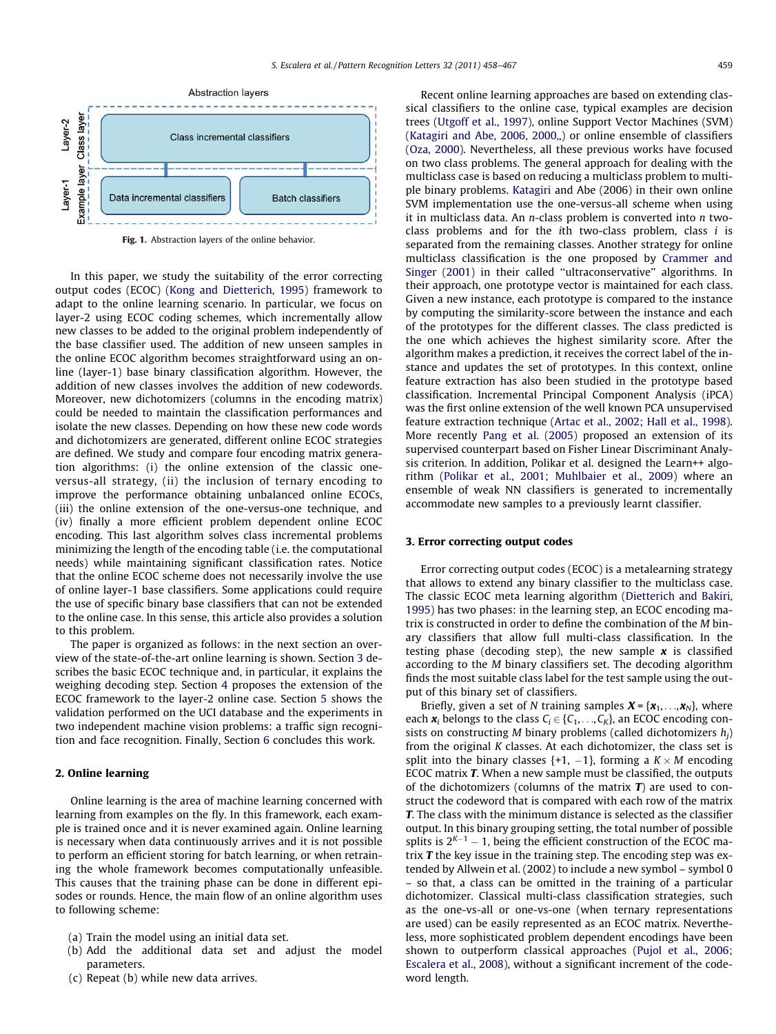Abstraction layers

| Layer-2 Class layer | Class incremental classifiers | |
|---|---|---|
| Layer-1 Example layer | Data incremental classifiers | Batch classifiers |

**Fig. 1.** Abstraction layers of the online behavior.

In this paper, we study the suitability of the error correcting output codes (ECOC) (Kong and Dietterich, 1995) framework to adapt to the online learning scenario. In particular, we focus on layer-2 using ECOC coding schemes, which incrementally allow new classes to be added to the original problem independently of the base classifier used. The addition of new unseen samples in the online ECOC algorithm becomes straightforward using an online (layer-1) base binary classification algorithm. However, the addition of new classes involves the addition of new codewords. Moreover, new dichotomizers (columns in the encoding matrix) could be needed to maintain the classification performances and isolate the new classes. Depending on how these new code words and dichotomizers are generated, different online ECOC strategies are defined. We study and compare four encoding matrix generation algorithms: (i) the online extension of the classic one-versus-all strategy, (ii) the inclusion of ternary encoding to improve the performance obtaining unbalanced online ECOCs, (iii) the online extension of the one-versus-one technique, and (iv) finally a more efficient problem dependent online ECOC encoding. This last algorithm solves class incremental problems minimizing the length of the encoding table (i.e. the computational needs) while maintaining significant classification rates. Notice that the online ECOC scheme does not necessarily involve the use of online layer-1 base classifiers. Some applications could require the use of specific binary base classifiers that can not be extended to the online case. In this sense, this article also provides a solution to this problem.

The paper is organized as follows: in the next section an overview of the state-of-the-art online learning is shown. Section 3 describes the basic ECOC technique and, in particular, it explains the weighing decoding step. Section 4 proposes the extension of the ECOC framework to the layer-2 online case. Section 5 shows the validation performed on the UCI database and the experiments in two independent machine vision problems: a traffic sign recognition and face recognition. Finally, Section 6 concludes this work.

## 2. Online learning

Online learning is the area of machine learning concerned with learning from examples on the fly. In this framework, each example is trained once and it is never examined again. Online learning is necessary when data continuously arrives and it is not possible to perform an efficient storing for batch learning, or when retraining the whole framework becomes computationally unfeasible. This causes that the training phase can be done in different episodes or rounds. Hence, the main flow of an online algorithm uses to following scheme:

(a) Train the model using an initial data set.
(b) Add the additional data set and adjust the model parameters.
(c) Repeat (b) while new data arrives.

Recent online learning approaches are based on extending classical classifiers to the online case, typical examples are decision trees (Utgoff et al., 1997), online Support Vector Machines (SVM) (Katagiri and Abe, 2006, 2000,,) or online ensemble of classifiers (Oza, 2000). Nevertheless, all these previous works have focused on two class problems. The general approach for dealing with the multiclass case is based on reducing a multiclass problem to multiple binary problems. Katagiri and Abe (2006) in their own online SVM implementation use the one-versus-all scheme when using it in multiclass data. An $n$-class problem is converted into $n$ two-class problems and for the $i$th two-class problem, class $i$ is separated from the remaining classes. Another strategy for online multiclass classification is the one proposed by Crammer and Singer (2001) in their called "ultraconservative" algorithms. In their approach, one prototype vector is maintained for each class. Given a new instance, each prototype is compared to the instance by computing the similarity-score between the instance and each of the prototypes for the different classes. The class predicted is the one which achieves the highest similarity score. After the algorithm makes a prediction, it receives the correct label of the instance and updates the set of prototypes. In this context, online feature extraction has also been studied in the prototype based classification. Incremental Principal Component Analysis (iPCA) was the first online extension of the well known PCA unsupervised feature extraction technique (Artac et al., 2002; Hall et al., 1998). More recently Pang et al. (2005) proposed an extension of its supervised counterpart based on Fisher Linear Discriminant Analysis criterion. In addition, Polikar et al. designed the Learn++ algorithm (Polikar et al., 2001; Muhlbaier et al., 2009) where an ensemble of weak NN classifiers is generated to incrementally accommodate new samples to a previously learnt classifier.

## 3. Error correcting output codes

Error correcting output codes (ECOC) is a metalearning strategy that allows to extend any binary classifier to the multiclass case. The classic ECOC meta learning algorithm (Dietterich and Bakiri, 1995) has two phases: in the learning step, an ECOC encoding matrix is constructed in order to define the combination of the $M$ binary classifiers that allow full multi-class classification. In the testing phase (decoding step), the new sample $\boldsymbol{x}$ is classified according to the $M$ binary classifiers set. The decoding algorithm finds the most suitable class label for the test sample using the output of this binary set of classifiers.

Briefly, given a set of $N$ training samples $\boldsymbol{X} = \{\boldsymbol{x}_1,\ldots,\boldsymbol{x}_N\}$, where each $\boldsymbol{x}_i$ belongs to the class $C_i \in \{C_1,\ldots,C_K\}$, an ECOC encoding consists on constructing $M$ binary problems (called dichotomizers $h_j$) from the original $K$ classes. At each dichotomizer, the class set is split into the binary classes $\{+1, -1\}$, forming a $K \times M$ encoding ECOC matrix $\boldsymbol{T}$. When a new sample must be classified, the outputs of the dichotomizers (columns of the matrix $\boldsymbol{T}$) are used to construct the codeword that is compared with each row of the matrix $\boldsymbol{T}$. The class with the minimum distance is selected as the classifier output. In this binary grouping setting, the total number of possible splits is $2^{K-1} - 1$, being the efficient construction of the ECOC matrix $\boldsymbol{T}$ the key issue in the training step. The encoding step was extended by Allwein et al. (2002) to include a new symbol – symbol 0 – so that, a class can be omitted in the training of a particular dichotomizer. Classical multi-class classification strategies, such as the one-vs-all or one-vs-one (when ternary representations are used) can be easily represented as an ECOC matrix. Nevertheless, more sophisticated problem dependent encodings have been shown to outperform classical approaches (Pujol et al., 2006; Escalera et al., 2008), without a significant increment of the codeword length.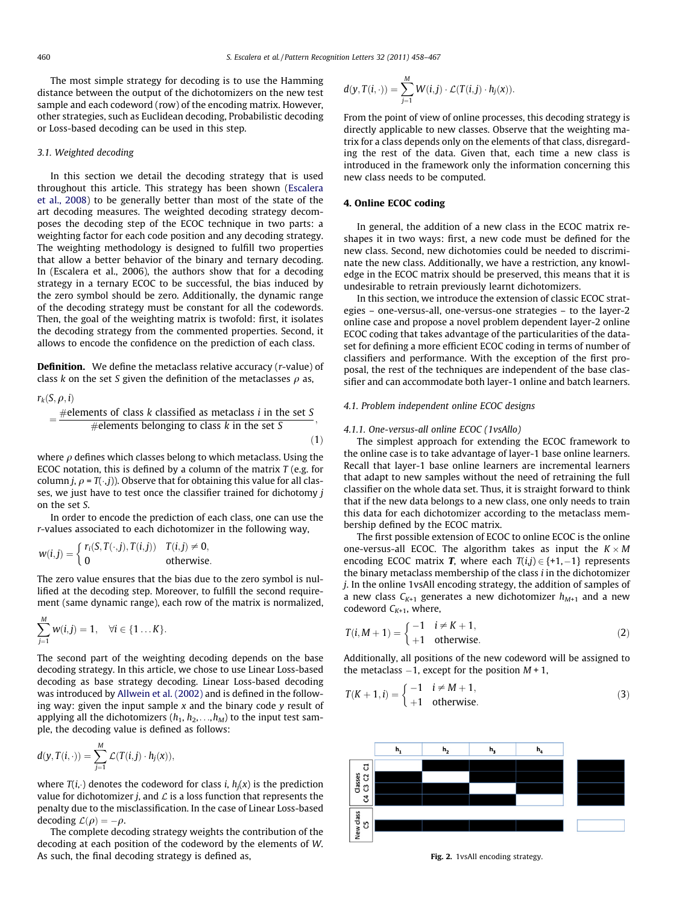The most simple strategy for decoding is to use the Hamming distance between the output of the dichotomizers on the new test sample and each codeword (row) of the encoding matrix. However, other strategies, such as Euclidean decoding, Probabilistic decoding or Loss-based decoding can be used in this step.

### 3.1. Weighted decoding

In this section we detail the decoding strategy that is used throughout this article. This strategy has been shown (Escalera et al., 2008) to be generally better than most of the state of the art decoding measures. The weighted decoding strategy decomposes the decoding step of the ECOC technique in two parts: a weighting factor for each code position and any decoding strategy. The weighting methodology is designed to fulfill two properties that allow a better behavior of the binary and ternary decoding. In (Escalera et al., 2006), the authors show that for a decoding strategy in a ternary ECOC to be successful, the bias induced by the zero symbol should be zero. Additionally, the dynamic range of the decoding strategy must be constant for all the codewords. Then, the goal of the weighting matrix is twofold: first, it isolates the decoding strategy from the commented properties. Second, it allows to encode the confidence on the prediction of each class.

**Definition.** We define the metaclass relative accuracy ($r$-value) of class $k$ on the set $S$ given the definition of the metaclasses $\rho$ as,

$$r_k(S,\rho,i) = \frac{\#\text{elements of class } k \text{ classified as metaclass } i \text{ in the set } S}{\#\text{elements belonging to class } k \text{ in the set } S}, \tag{1}$$

where $\rho$ defines which classes belong to which metaclass. Using the ECOC notation, this is defined by a column of the matrix $T$ (e.g. for column $j$, $\rho = T(\cdot,j)$). Observe that for obtaining this value for all classes, we just have to test once the classifier trained for dichotomy $j$ on the set $S$.

In order to encode the prediction of each class, one can use the $r$-values associated to each dichotomizer in the following way,

$$w(i,j) = \begin{cases} r_i(S, T(\cdot,j), T(i,j)) & T(i,j) \neq 0, \\ 0 & \text{otherwise}. \end{cases}$$

The zero value ensures that the bias due to the zero symbol is nullified at the decoding step. Moreover, to fulfill the second requirement (same dynamic range), each row of the matrix is normalized,

$$\sum_{j=1}^{M} w(i,j) = 1, \quad \forall i \in \{1 \dots K\}.$$

The second part of the weighting decoding depends on the base decoding strategy. In this article, we chose to use Linear Loss-based decoding as base strategy decoding. Linear Loss-based decoding was introduced by Allwein et al. (2002) and is defined in the following way: given the input sample $x$ and the binary code $y$ result of applying all the dichotomizers $(h_1, h_2, \dots, h_M)$ to the input test sample, the decoding value is defined as follows:

$$d(y, T(i,\cdot)) = \sum_{j=1}^{M} \mathcal{L}(T(i,j) \cdot h_j(x)),$$

where $T(i,\cdot)$ denotes the codeword for class $i$, $h_j(x)$ is the prediction value for dichotomizer $j$, and $\mathcal{L}$ is a loss function that represents the penalty due to the misclassification. In the case of Linear Loss-based decoding $\mathcal{L}(\rho) = -\rho$.

The complete decoding strategy weights the contribution of the decoding at each position of the codeword by the elements of $W$. As such, the final decoding strategy is defined as,

$$d(y, T(i,\cdot)) = \sum_{j=1}^{M} W(i,j) \cdot \mathcal{L}(T(i,j) \cdot h_j(x)).$$

From the point of view of online processes, this decoding strategy is directly applicable to new classes. Observe that the weighting matrix for a class depends only on the elements of that class, disregarding the rest of the data. Given that, each time a new class is introduced in the framework only the information concerning this new class needs to be computed.

## 4. Online ECOC coding

In general, the addition of a new class in the ECOC matrix reshapes it in two ways: first, a new code must be defined for the new class. Second, new dichotomies could be needed to discriminate the new class. Additionally, we have a restriction, any knowledge in the ECOC matrix should be preserved, this means that it is undesirable to retrain previously learnt dichotomizers.

In this section, we introduce the extension of classic ECOC strategies – one-versus-all, one-versus-one strategies – to the layer-2 online case and propose a novel problem dependent layer-2 online ECOC coding that takes advantage of the particularities of the dataset for defining a more efficient ECOC coding in terms of number of classifiers and performance. With the exception of the first proposal, the rest of the techniques are independent of the base classifier and can accommodate both layer-1 online and batch learners.

### 4.1. Problem independent online ECOC designs

#### 4.1.1. One-versus-all online ECOC (1vsAllo)

The simplest approach for extending the ECOC framework to the online case is to take advantage of layer-1 base online learners. Recall that layer-1 base online learners are incremental learners that adapt to new samples without the need of retraining the full classifier on the whole data set. Thus, it is straight forward to think that if the new data belongs to a new class, one only needs to train this data for each dichotomizer according to the metaclass membership defined by the ECOC matrix.

The first possible extension of ECOC to online ECOC is the online one-versus-all ECOC. The algorithm takes as input the $K \times M$ encoding ECOC matrix $\boldsymbol{T}$, where each $T(i,j) \in \{+1, -1\}$ represents the binary metaclass membership of the class $i$ in the dichotomizer $j$. In the online 1vsAll encoding strategy, the addition of samples of a new class $C_{K+1}$ generates a new dichotomizer $h_{M+1}$ and a new codeword $C_{K+1}$, where,

$$T(i, M+1) = \begin{cases} -1 & i \neq K+1, \\ +1 & \text{otherwise}. \end{cases} \tag{2}$$

Additionally, all positions of the new codeword will be assigned to the metaclass $-1$, except for the position $M+1$,

$$T(K+1, i) = \begin{cases} -1 & i \neq M+1, \\ +1 & \text{otherwise}. \end{cases} \tag{3}$$

**Fig. 2.** 1vsAll encoding strategy.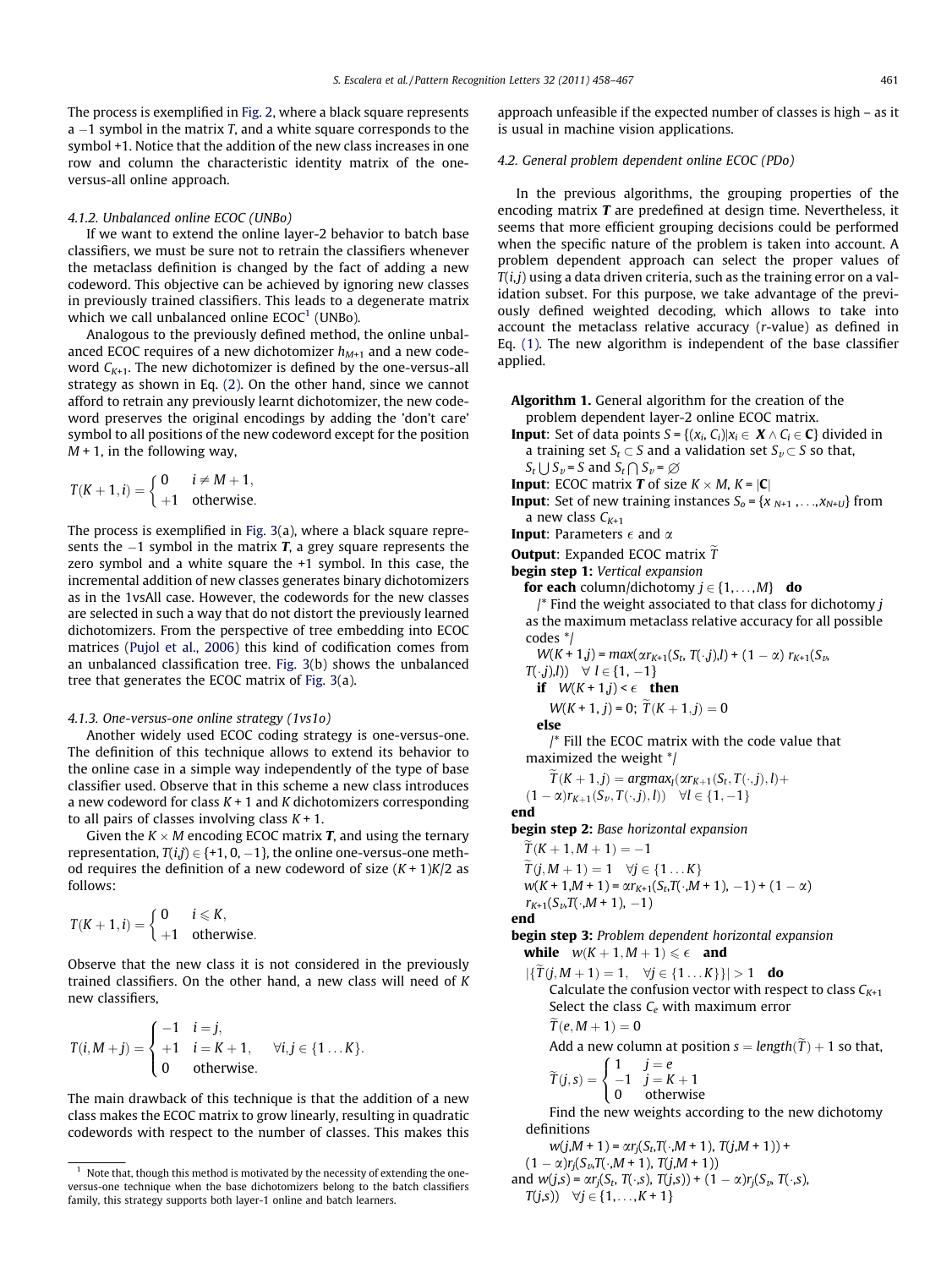The process is exemplified in Fig. 2, where a black square represents a $-1$ symbol in the matrix $T$, and a white square corresponds to the symbol +1. Notice that the addition of the new class increases in one row and column the characteristic identity matrix of the one-versus-all online approach.

#### 4.1.2. Unbalanced online ECOC (UNBo)

If we want to extend the online layer-2 behavior to batch base classifiers, we must be sure not to retrain the classifiers whenever the metaclass definition is changed by the fact of adding a new codeword. This objective can be achieved by ignoring new classes in previously trained classifiers. This leads to a degenerate matrix which we call unbalanced online ECOC[1] (UNBo).

Analogous to the previously defined method, the online unbalanced ECOC requires of a new dichotomizer $h_{M+1}$ and a new codeword $C_{K+1}$. The new dichotomizer is defined by the one-versus-all strategy as shown in Eq. (2). On the other hand, since we cannot afford to retrain any previously learnt dichotomizer, the new codeword preserves the original encodings by adding the 'don't care' symbol to all positions of the new codeword except for the position $M + 1$, in the following way,

$$T(K+1,i) = \begin{cases} 0 & i \neq M+1, \\ +1 & \text{otherwise}. \end{cases}$$

The process is exemplified in Fig. 3(a), where a black square represents the $-1$ symbol in the matrix $\boldsymbol{T}$, a grey square represents the zero symbol and a white square the +1 symbol. In this case, the incremental addition of new classes generates binary dichotomizers as in the 1vsAll case. However, the codewords for the new classes are selected in such a way that do not distort the previously learned dichotomizers. From the perspective of tree embedding into ECOC matrices (Pujol et al., 2006) this kind of codification comes from an unbalanced classification tree. Fig. 3(b) shows the unbalanced tree that generates the ECOC matrix of Fig. 3(a).

#### 4.1.3. One-versus-one online strategy (1vs1o)

Another widely used ECOC coding strategy is one-versus-one. The definition of this technique allows to extend its behavior to the online case in a simple way independently of the type of base classifier used. Observe that in this scheme a new class introduces a new codeword for class $K + 1$ and $K$ dichotomizers corresponding to all pairs of classes involving class $K + 1$.

Given the $K \times M$ encoding ECOC matrix $\boldsymbol{T}$, and using the ternary representation, $T(i,j) \in \{+1, 0, -1\}$, the online one-versus-one method requires the definition of a new codeword of size $(K + 1)K/2$ as follows:

$$T(K+1,i) = \begin{cases} 0 & i \leqslant K, \\ +1 & \text{otherwise}. \end{cases}$$

Observe that the new class it is not considered in the previously trained classifiers. On the other hand, a new class will need of $K$ new classifiers,

$$T(i,M+j) = \begin{cases} -1 & i=j, \\ +1 & i=K+1, \\ 0 & \text{otherwise}. \end{cases} \quad \forall i,j \in \{1 \ldots K\}.$$

The main drawback of this technique is that the addition of a new class makes the ECOC matrix to grow linearly, resulting in quadratic codewords with respect to the number of classes. This makes this approach unfeasible if the expected number of classes is high – as it is usual in machine vision applications.

### 4.2. General problem dependent online ECOC (PDo)

In the previous algorithms, the grouping properties of the encoding matrix $\boldsymbol{T}$ are predefined at design time. Nevertheless, it seems that more efficient grouping decisions could be performed when the specific nature of the problem is taken into account. A problem dependent approach can select the proper values of $T(i,j)$ using a data driven criteria, such as the training error on a validation subset. For this purpose, we take advantage of the previously defined weighted decoding, which allows to take into account the metaclass relative accuracy ($r$-value) as defined in Eq. (1). The new algorithm is independent of the base classifier applied.

**Algorithm 1.** General algorithm for the creation of the problem dependent layer-2 online ECOC matrix.

**Input**: Set of data points $S = \{(x_i, C_i) | x_i \in \boldsymbol{X} \wedge C_i \in \mathbf{C}\}$ divided in a training set $S_t \subset S$ and a validation set $S_v \subset S$ so that, $S_t \bigcup S_v = S$ and $S_t \bigcap S_v = \varnothing$

**Input**: ECOC matrix $\boldsymbol{T}$ of size $K \times M$, $K = |\mathbf{C}|$

**Input**: Set of new training instances $S_o = \{x_{N+1}, \ldots, x_{N+U}\}$ from a new class $C_{K+1}$

**Input**: Parameters $\epsilon$ and $\alpha$

**Output**: Expanded ECOC matrix $\widetilde{T}$

**begin step 1:** *Vertical expansion*

  **for each** column/dichotomy $j \in \{1, \ldots, M\}$ **do**

    /* Find the weight associated to that class for dichotomy $j$ as the maximum metaclass relative accuracy for all possible codes */

    $W(K+1,j) = max(\alpha r_{K+1}(S_t, T(\cdot,j), l) + (1-\alpha)\, r_{K+1}(S_v, T(\cdot,j), l)) \quad \forall\, l \in \{1, -1\}$

    **if** $W(K+1,j) < \epsilon$ **then**

      $W(K+1, j) = 0$; $\widetilde{T}(K+1,j) = 0$

    **else**

      /* Fill the ECOC matrix with the code value that maximized the weight */

      $\widetilde{T}(K+1,j) = argmax_l(\alpha r_{K+1}(S_t, T(\cdot,j), l) + (1-\alpha) r_{K+1}(S_v, T(\cdot,j), l)) \quad \forall l \in \{1, -1\}$

**end**

**begin step 2:** *Base horizontal expansion*

  $\widetilde{T}(K+1, M+1) = -1$

  $\widetilde{T}(j, M+1) = 1 \quad \forall j \in \{1 \ldots K\}$

  $w(K+1, M+1) = \alpha r_{K+1}(S_t, T(\cdot, M+1), -1) + (1-\alpha)\, r_{K+1}(S_v, T(\cdot, M+1), -1)$

**end**

**begin step 3:** *Problem dependent horizontal expansion*

  **while** $w(K+1, M+1) \leqslant \epsilon$ **and** $|\{\widetilde{T}(j, M+1) = 1, \quad \forall j \in \{1 \ldots K\}\}| > 1$ **do**

    Calculate the confusion vector with respect to class $C_{K+1}$

    Select the class $C_e$ with maximum error

    $\widetilde{T}(e, M+1) = 0$

    Add a new column at position $s = length(\widetilde{T}) + 1$ so that,

    $$\widetilde{T}(j,s) = \begin{cases} 1 & j=e \\ -1 & j=K+1 \\ 0 & \text{otherwise} \end{cases}$$

    Find the new weights according to the new dichotomy definitions

    $w(j, M+1) = \alpha r_j(S_t, T(\cdot, M+1), T(j, M+1)) + (1-\alpha) r_j(S_v, T(\cdot, M+1), T(j, M+1))$

    and $w(j,s) = \alpha r_j(S_t, T(\cdot,s), T(j,s)) + (1-\alpha) r_j(S_v, T(\cdot,s), T(j,s)) \quad \forall j \in \{1, \ldots, K+1\}$

[1] Note that, though this method is motivated by the necessity of extending the one-versus-one technique when the base dichotomizers belong to the batch classifiers family, this strategy supports both layer-1 online and batch learners.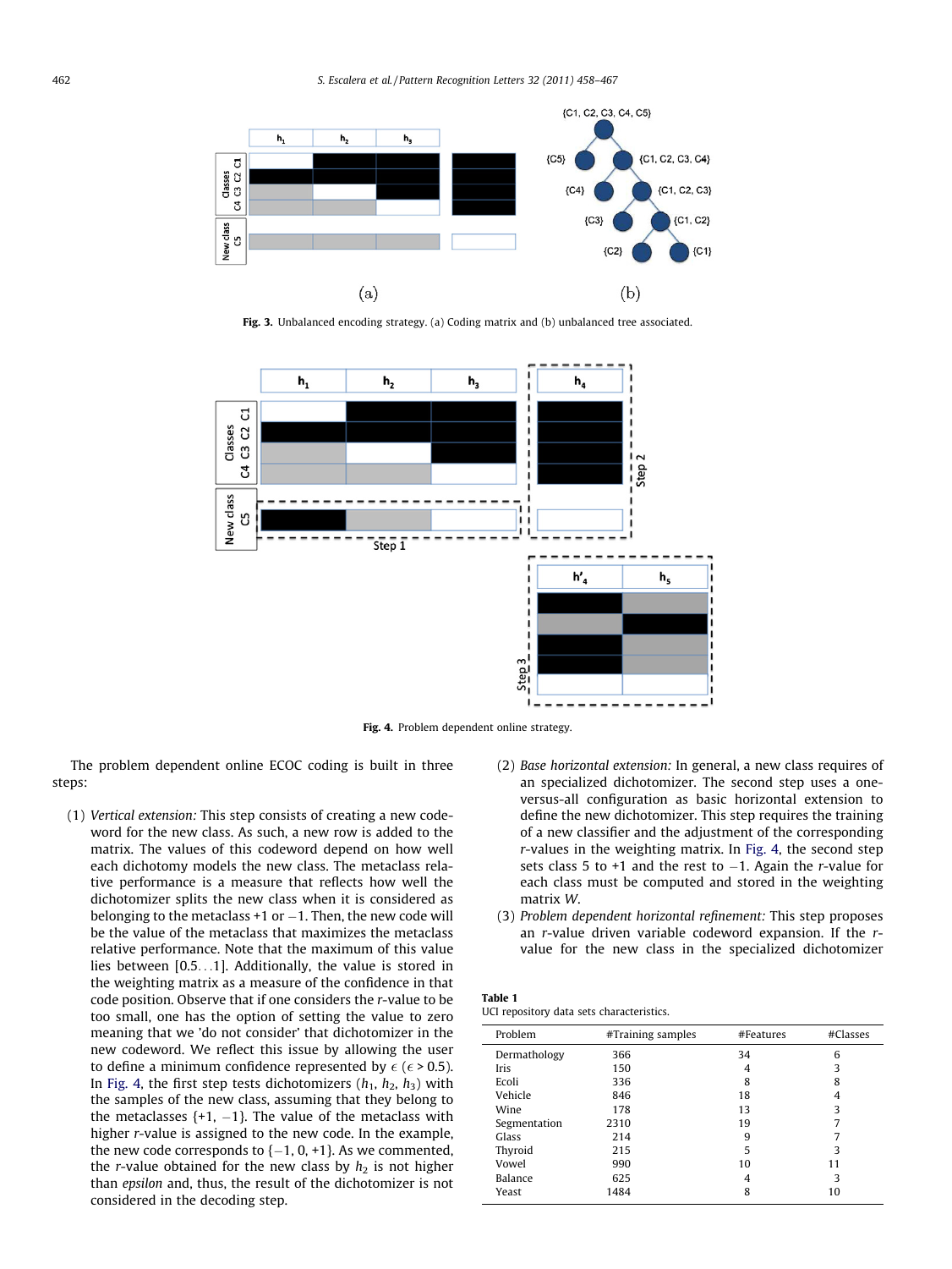Fig. 3. Unbalanced encoding strategy. (a) Coding matrix and (b) unbalanced tree associated.

Fig. 4. Problem dependent online strategy.

The problem dependent online ECOC coding is built in three steps:

(1) *Vertical extension:* This step consists of creating a new codeword for the new class. As such, a new row is added to the matrix. The values of this codeword depend on how well each dichotomy models the new class. The metaclass relative performance is a measure that reflects how well the dichotomizer splits the new class when it is considered as belonging to the metaclass +1 or −1. Then, the new code will be the value of the metaclass that maximizes the metaclass relative performance. Note that the maximum of this value lies between [0.5…1]. Additionally, the value is stored in the weighting matrix as a measure of the confidence in that code position. Observe that if one considers the *r*-value to be too small, one has the option of setting the value to zero meaning that we 'do not consider' that dichotomizer in the new codeword. We reflect this issue by allowing the user to define a minimum confidence represented by $\epsilon$ ($\epsilon > 0.5$). In Fig. 4, the first step tests dichotomizers ($h_1$, $h_2$, $h_3$) with the samples of the new class, assuming that they belong to the metaclasses {+1, −1}. The value of the metaclass with higher *r*-value is assigned to the new code. In the example, the new code corresponds to {−1, 0, +1}. As we commented, the *r*-value obtained for the new class by $h_2$ is not higher than *epsilon* and, thus, the result of the dichotomizer is not considered in the decoding step.

(2) *Base horizontal extension:* In general, a new class requires of an specialized dichotomizer. The second step uses a one-versus-all configuration as basic horizontal extension to define the new dichotomizer. This step requires the training of a new classifier and the adjustment of the corresponding *r*-values in the weighting matrix. In Fig. 4, the second step sets class 5 to +1 and the rest to −1. Again the *r*-value for each class must be computed and stored in the weighting matrix *W*.

(3) *Problem dependent horizontal refinement:* This step proposes an *r*-value driven variable codeword expansion. If the *r*-value for the new class in the specialized dichotomizer

**Table 1**
UCI repository data sets characteristics.

| Problem | #Training samples | #Features | #Classes |
|---|---|---|---|
| Dermathology | 366 | 34 | 6 |
| Iris | 150 | 4 | 3 |
| Ecoli | 336 | 8 | 8 |
| Vehicle | 846 | 18 | 4 |
| Wine | 178 | 13 | 3 |
| Segmentation | 2310 | 19 | 7 |
| Glass | 214 | 9 | 7 |
| Thyroid | 215 | 5 | 3 |
| Vowel | 990 | 10 | 11 |
| Balance | 625 | 4 | 3 |
| Yeast | 1484 | 8 | 10 |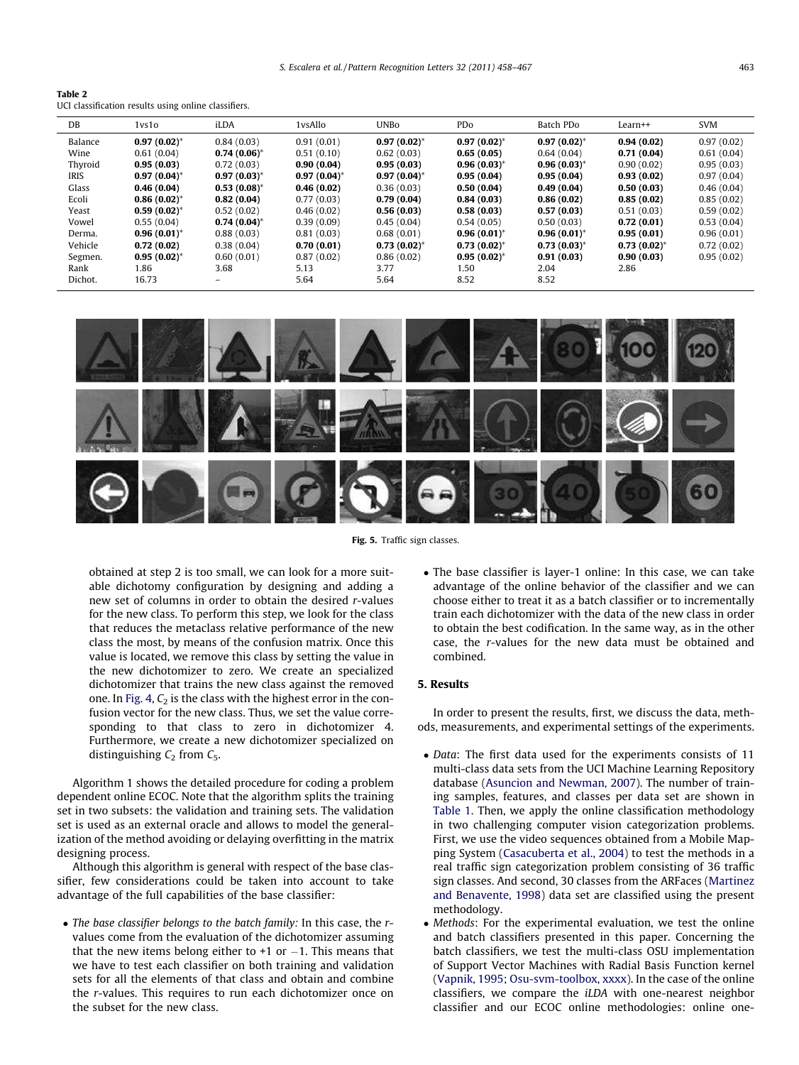**Table 2**
UCI classification results using online classifiers.

| DB | 1vs1o | iLDA | 1vsAllo | UNBo | PDo | Batch PDo | Learn++ | SVM |
|---|---|---|---|---|---|---|---|---|
| Balance | **0.97 (0.02)**\* | 0.84 (0.03) | 0.91 (0.01) | **0.97 (0.02)**\* | **0.97 (0.02)**\* | **0.97 (0.02)**\* | **0.94 (0.02)** | 0.97 (0.02) |
| Wine | 0.61 (0.04) | **0.74 (0.06)**\* | 0.51 (0.10) | 0.62 (0.03) | **0.65 (0.05)** | 0.64 (0.04) | **0.71 (0.04)** | 0.61 (0.04) |
| Thyroid | **0.95 (0.03)** | 0.72 (0.03) | **0.90 (0.04)** | **0.95 (0.03)** | **0.96 (0.03)**\* | **0.96 (0.03)**\* | 0.90 (0.02) | 0.95 (0.03) |
| IRIS | **0.97 (0.04)**\* | **0.97 (0.03)**\* | **0.97 (0.04)**\* | **0.97 (0.04)**\* | **0.95 (0.04)** | **0.95 (0.04)** | **0.93 (0.02)** | 0.97 (0.04) |
| Glass | **0.46 (0.04)** | **0.53 (0.08)**\* | **0.46 (0.02)** | 0.36 (0.03) | **0.50 (0.04)** | **0.49 (0.04)** | **0.50 (0.03)** | 0.46 (0.04) |
| Ecoli | **0.86 (0.02)**\* | **0.82 (0.04)** | 0.77 (0.03) | **0.79 (0.04)** | **0.84 (0.03)** | **0.86 (0.02)** | **0.85 (0.02)** | 0.85 (0.02) |
| Yeast | **0.59 (0.02)**\* | 0.52 (0.02) | 0.46 (0.02) | **0.56 (0.03)** | **0.58 (0.03)** | **0.57 (0.03)** | 0.51 (0.03) | 0.59 (0.02) |
| Vowel | 0.55 (0.04) | **0.74 (0.04)**\* | 0.39 (0.09) | 0.45 (0.04) | 0.54 (0.05) | 0.50 (0.03) | **0.72 (0.01)** | 0.53 (0.04) |
| Derma. | **0.96 (0.01)**\* | 0.88 (0.03) | 0.81 (0.03) | 0.68 (0.01) | **0.96 (0.01)**\* | **0.96 (0.01)**\* | **0.95 (0.01)** | 0.96 (0.01) |
| Vehicle | **0.72 (0.02)** | 0.38 (0.04) | **0.70 (0.01)** | **0.73 (0.02)**\* | **0.73 (0.02)**\* | **0.73 (0.03)**\* | **0.73 (0.02)**\* | 0.72 (0.02) |
| Segmen. | **0.95 (0.02)**\* | 0.60 (0.01) | 0.87 (0.02) | 0.86 (0.02) | **0.95 (0.02)**\* | **0.91 (0.03)** | **0.90 (0.03)** | 0.95 (0.02) |
| Rank | 1.86 | 3.68 | 5.13 | 3.77 | 1.50 | 2.04 | 2.86 | |
| Dichot. | 16.73 | – | 5.64 | 5.64 | 8.52 | 8.52 | | |

Fig. 5. Traffic sign classes.

obtained at step 2 is too small, we can look for a more suitable dichotomy configuration by designing and adding a new set of columns in order to obtain the desired $r$-values for the new class. To perform this step, we look for the class that reduces the metaclass relative performance of the new class the most, by means of the confusion matrix. Once this value is located, we remove this class by setting the value in the new dichotomizer to zero. We create an specialized dichotomizer that trains the new class against the removed one. In Fig. 4, $C_2$ is the class with the highest error in the confusion vector for the new class. Thus, we set the value corresponding to that class to zero in dichotomizer 4. Furthermore, we create a new dichotomizer specialized on distinguishing $C_2$ from $C_5$.

Algorithm 1 shows the detailed procedure for coding a problem dependent online ECOC. Note that the algorithm splits the training set in two subsets: the validation and training sets. The validation set is used as an external oracle and allows to model the generalization of the method avoiding or delaying overfitting in the matrix designing process.

Although this algorithm is general with respect of the base classifier, few considerations could be taken into account to take advantage of the full capabilities of the base classifier:

- *The base classifier belongs to the batch family:* In this case, the $r$-values come from the evaluation of the dichotomizer assuming that the new items belong either to +1 or −1. This means that we have to test each classifier on both training and validation sets for all the elements of that class and obtain and combine the $r$-values. This requires to run each dichotomizer once on the subset for the new class.
- The base classifier is layer-1 online: In this case, we can take advantage of the online behavior of the classifier and we can choose either to treat it as a batch classifier or to incrementally train each dichotomizer with the data of the new class in order to obtain the best codification. In the same way, as in the other case, the $r$-values for the new data must be obtained and combined.

## 5. Results

In order to present the results, first, we discuss the data, methods, measurements, and experimental settings of the experiments.

- *Data*: The first data used for the experiments consists of 11 multi-class data sets from the UCI Machine Learning Repository database (Asuncion and Newman, 2007). The number of training samples, features, and classes per data set are shown in Table 1. Then, we apply the online classification methodology in two challenging computer vision categorization problems. First, we use the video sequences obtained from a Mobile Mapping System (Casacuberta et al., 2004) to test the methods in a real traffic sign categorization problem consisting of 36 traffic sign classes. And second, 30 classes from the ARFaces (Martinez and Benavente, 1998) data set are classified using the present methodology.
- *Methods*: For the experimental evaluation, we test the online and batch classifiers presented in this paper. Concerning the batch classifiers, we test the multi-class OSU implementation of Support Vector Machines with Radial Basis Function kernel (Vapnik, 1995; Osu-svm-toolbox, xxxx). In the case of the online classifiers, we compare the *iLDA* with one-nearest neighbor classifier and our ECOC online methodologies: online one-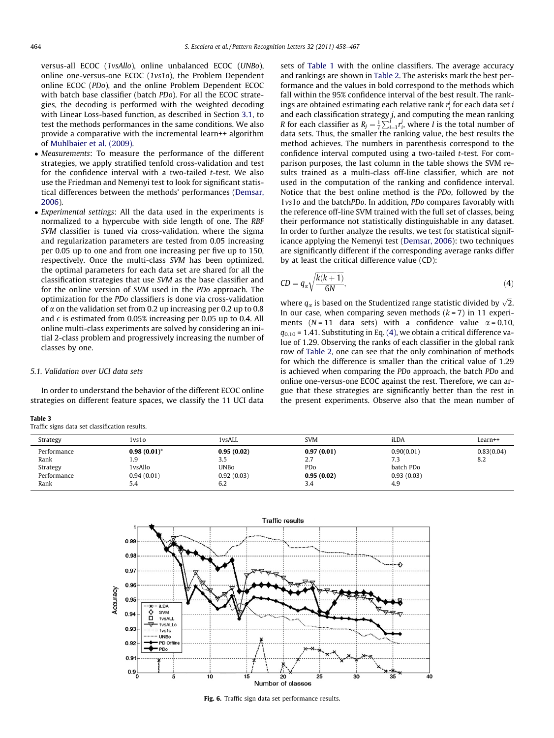versus-all ECOC (*1vsAllo*), online unbalanced ECOC (*UNBo*), online one-versus-one ECOC (*1vs1o*), the Problem Dependent online ECOC (*PDo*), and the online Problem Dependent ECOC with batch base classifier (batch *PDo*). For all the ECOC strategies, the decoding is performed with the weighted decoding with Linear Loss-based function, as described in Section 3.1, to test the methods performances in the same conditions. We also provide a comparative with the incremental learn++ algorithm of Muhlbaier et al. (2009).

- *Measurements*: To measure the performance of the different strategies, we apply stratified tenfold cross-validation and test for the confidence interval with a two-tailed *t*-test. We also use the Friedman and Nemenyi test to look for significant statistical differences between the methods' performances (Demsar, 2006).
- *Experimental settings*: All the data used in the experiments is normalized to a hypercube with side length of one. The *RBF SVM* classifier is tuned via cross-validation, where the sigma and regularization parameters are tested from 0.05 increasing per 0.05 up to one and from one increasing per five up to 150, respectively. Once the multi-class *SVM* has been optimized, the optimal parameters for each data set are shared for all the classification strategies that use *SVM* as the base classifier and for the online version of *SVM* used in the *PDo* approach. The optimization for the *PDo* classifiers is done via cross-validation of $\alpha$ on the validation set from 0.2 up increasing per 0.2 up to 0.8 and $\epsilon$ is estimated from 0.05% increasing per 0.05 up to 0.4. All online multi-class experiments are solved by considering an initial 2-class problem and progressively increasing the number of classes by one.

### 5.1. Validation over UCI data sets

In order to understand the behavior of the different ECOC online strategies on different feature spaces, we classify the 11 UCI data sets of Table 1 with the online classifiers. The average accuracy and rankings are shown in Table 2. The asterisks mark the best performance and the values in bold correspond to the methods which fall within the 95% confidence interval of the best result. The rankings are obtained estimating each relative rank $r_i^j$ for each data set $i$ and each classification strategy $j$, and computing the mean ranking $R$ for each classifier as $R_j = \frac{1}{I}\sum_{i=1}^{I} r_i^j$, where $I$ is the total number of data sets. Thus, the smaller the ranking value, the best results the method achieves. The numbers in parenthesis correspond to the confidence interval computed using a two-tailed *t*-test. For comparison purposes, the last column in the table shows the SVM results trained as a multi-class off-line classifier, which are not used in the computation of the ranking and confidence interval. Notice that the best online method is the *PDo*, followed by the *1vs1o* and the batch*PDo*. In addition, *PDo* compares favorably with the reference off-line SVM trained with the full set of classes, being their performance not statistically distinguishable in any dataset. In order to further analyze the results, we test for statistical significance applying the Nemenyi test (Demsar, 2006): two techniques are significantly different if the corresponding average ranks differ by at least the critical difference value (CD):

$$CD = q_\alpha \sqrt{\frac{k(k+1)}{6N}}, \tag{4}$$

where $q_\alpha$ is based on the Studentized range statistic divided by $\sqrt{2}$. In our case, when comparing seven methods ($k = 7$) in 11 experiments ($N = 11$ data sets) with a confidence value $\alpha = 0.10$, $q_{0.10} = 1.41$. Substituting in Eq. (4), we obtain a critical difference value of 1.29. Observing the ranks of each classifier in the global rank row of Table 2, one can see that the only combination of methods for which the difference is smaller than the critical value of 1.29 is achieved when comparing the *PDo* approach, the batch *PDo* and online one-versus-one ECOC against the rest. Therefore, we can argue that these strategies are significantly better than the rest in the present experiments. Observe also that the mean number of

**Table 3**
Traffic signs data set classification results.

| Strategy | 1vs1o | 1vsALL | SVM | iLDA | Learn++ |
|---|---|---|---|---|---|
| Performance | **0.98 (0.01)*** | **0.95 (0.02)** | **0.97 (0.01)** | 0.90(0.01) | 0.83(0.04) |
| Rank | 1.9 | 3.5 | 2.7 | 7.3 | 8.2 |
| Strategy | 1vsAllo | UNBo | PDo | batch PDo | |
| Performance | 0.94 (0.01) | 0.92 (0.03) | **0.95 (0.02)** | 0.93 (0.03) | |
| Rank | 5.4 | 6.2 | 3.4 | 4.9 | |

**Fig. 6.** Traffic sign data set performance results.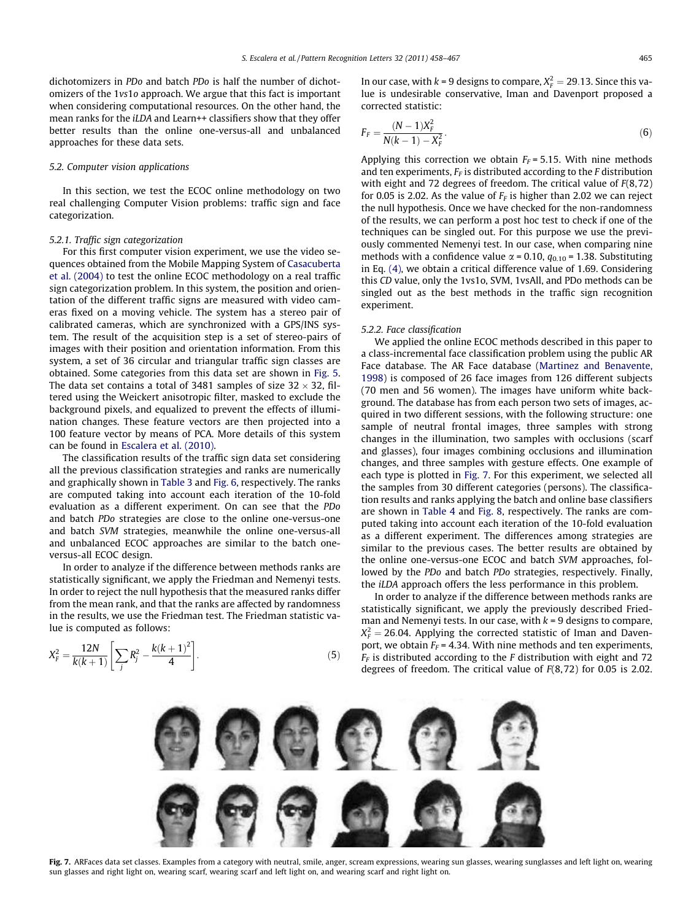dichotomizers in *PDo* and batch *PDo* is half the number of dichotomizers of the 1*vs*1*o* approach. We argue that this fact is important when considering computational resources. On the other hand, the mean ranks for the *iLDA* and Learn++ classifiers show that they offer better results than the online one-versus-all and unbalanced approaches for these data sets.

### 5.2. Computer vision applications

In this section, we test the ECOC online methodology on two real challenging Computer Vision problems: traffic sign and face categorization.

#### 5.2.1. Traffic sign categorization

For this first computer vision experiment, we use the video sequences obtained from the Mobile Mapping System of Casacuberta et al. (2004) to test the online ECOC methodology on a real traffic sign categorization problem. In this system, the position and orientation of the different traffic signs are measured with video cameras fixed on a moving vehicle. The system has a stereo pair of calibrated cameras, which are synchronized with a GPS/INS system. The result of the acquisition step is a set of stereo-pairs of images with their position and orientation information. From this system, a set of 36 circular and triangular traffic sign classes are obtained. Some categories from this data set are shown in Fig. 5. The data set contains a total of 3481 samples of size $32 \times 32$, filtered using the Weickert anisotropic filter, masked to exclude the background pixels, and equalized to prevent the effects of illumination changes. These feature vectors are then projected into a 100 feature vector by means of PCA. More details of this system can be found in Escalera et al. (2010).

The classification results of the traffic sign data set considering all the previous classification strategies and ranks are numerically and graphically shown in Table 3 and Fig. 6, respectively. The ranks are computed taking into account each iteration of the 10-fold evaluation as a different experiment. On can see that the *PDo* and batch *PDo* strategies are close to the online one-versus-one and batch *SVM* strategies, meanwhile the online one-versus-all and unbalanced ECOC approaches are similar to the batch one-versus-all ECOC design.

In order to analyze if the difference between methods ranks are statistically significant, we apply the Friedman and Nemenyi tests. In order to reject the null hypothesis that the measured ranks differ from the mean rank, and that the ranks are affected by randomness in the results, we use the Friedman test. The Friedman statistic value is computed as follows:

$$X_F^2 = \frac{12N}{k(k+1)}\left[\sum_j R_j^2 - \frac{k(k+1)^2}{4}\right]. \tag{5}$$

In our case, with $k = 9$ designs to compare, $X_F^2 = 29.13$. Since this value is undesirable conservative, Iman and Davenport proposed a corrected statistic:

$$F_F = \frac{(N-1)X_F^2}{N(k-1) - X_F^2}. \tag{6}$$

Applying this correction we obtain $F_F = 5.15$. With nine methods and ten experiments, $F_F$ is distributed according to the $F$ distribution with eight and 72 degrees of freedom. The critical value of $F(8,72)$ for 0.05 is 2.02. As the value of $F_F$ is higher than 2.02 we can reject the null hypothesis. Once we have checked for the non-randomness of the results, we can perform a post hoc test to check if one of the techniques can be singled out. For this purpose we use the previously commented Nemenyi test. In our case, when comparing nine methods with a confidence value $\alpha = 0.10$, $q_{0.10} = 1.38$. Substituting in Eq. (4), we obtain a critical difference value of 1.69. Considering this *CD* value, only the 1vs1o, SVM, 1vsAll, and PDo methods can be singled out as the best methods in the traffic sign recognition experiment.

#### 5.2.2. Face classification

We applied the online ECOC methods described in this paper to a class-incremental face classification problem using the public AR Face database. The AR Face database (Martinez and Benavente, 1998) is composed of 26 face images from 126 different subjects (70 men and 56 women). The images have uniform white background. The database has from each person two sets of images, acquired in two different sessions, with the following structure: one sample of neutral frontal images, three samples with strong changes in the illumination, two samples with occlusions (scarf and glasses), four images combining occlusions and illumination changes, and three samples with gesture effects. One example of each type is plotted in Fig. 7. For this experiment, we selected all the samples from 30 different categories (persons). The classification results and ranks applying the batch and online base classifiers are shown in Table 4 and Fig. 8, respectively. The ranks are computed taking into account each iteration of the 10-fold evaluation as a different experiment. The differences among strategies are similar to the previous cases. The better results are obtained by the online one-versus-one ECOC and batch *SVM* approaches, followed by the *PDo* and batch *PDo* strategies, respectively. Finally, the *iLDA* approach offers the less performance in this problem.

In order to analyze if the difference between methods ranks are statistically significant, we apply the previously described Friedman and Nemenyi tests. In our case, with $k = 9$ designs to compare, $X_F^2 = 26.04$. Applying the corrected statistic of Iman and Davenport, we obtain $F_F = 4.34$. With nine methods and ten experiments, $F_F$ is distributed according to the $F$ distribution with eight and 72 degrees of freedom. The critical value of $F(8,72)$ for 0.05 is 2.02.

**Fig. 7.** ARFaces data set classes. Examples from a category with neutral, smile, anger, scream expressions, wearing sun glasses, wearing sunglasses and left light on, wearing sun glasses and right light on, wearing scarf, wearing scarf and left light on, and wearing scarf and right light on.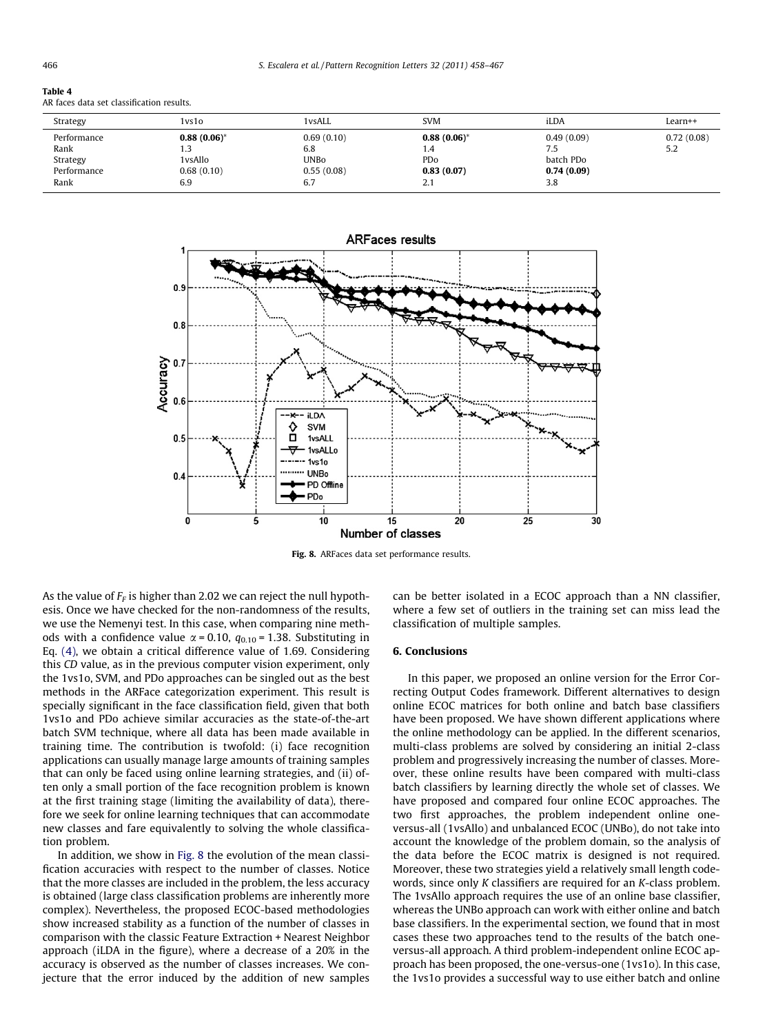**Table 4**
AR faces data set classification results.

| Strategy | 1vs1o | 1vsALL | SVM | iLDA | Learn++ |
|---|---|---|---|---|---|
| Performance | **0.88 (0.06)**\* | 0.69 (0.10) | **0.88 (0.06)**\* | 0.49 (0.09) | 0.72 (0.08) |
| Rank | 1.3 | 6.8 | 1.4 | 7.5 | 5.2 |
| Strategy | 1vsAllo | UNBo | PDo | batch PDo | |
| Performance | 0.68 (0.10) | 0.55 (0.08) | **0.83 (0.07)** | **0.74 (0.09)** | |
| Rank | 6.9 | 6.7 | 2.1 | 3.8 | |

Fig. 8. ARFaces data set performance results.

As the value of $F_F$ is higher than 2.02 we can reject the null hypothesis. Once we have checked for the non-randomness of the results, we use the Nemenyi test. In this case, when comparing nine methods with a confidence value $\alpha = 0.10$, $q_{0.10} = 1.38$. Substituting in Eq. (4), we obtain a critical difference value of 1.69. Considering this CD value, as in the previous computer vision experiment, only the 1vs1o, SVM, and PDo approaches can be singled out as the best methods in the ARFace categorization experiment. This result is specially significant in the face classification field, given that both 1vs1o and PDo achieve similar accuracies as the state-of-the-art batch SVM technique, where all data has been made available in training time. The contribution is twofold: (i) face recognition applications can usually manage large amounts of training samples that can only be faced using online learning strategies, and (ii) often only a small portion of the face recognition problem is known at the first training stage (limiting the availability of data), therefore we seek for online learning techniques that can accommodate new classes and fare equivalently to solving the whole classification problem.

In addition, we show in Fig. 8 the evolution of the mean classification accuracies with respect to the number of classes. Notice that the more classes are included in the problem, the less accuracy is obtained (large class classification problems are inherently more complex). Nevertheless, the proposed ECOC-based methodologies show increased stability as a function of the number of classes in comparison with the classic Feature Extraction + Nearest Neighbor approach (iLDA in the figure), where a decrease of a 20% in the accuracy is observed as the number of classes increases. We conjecture that the error induced by the addition of new samples can be better isolated in a ECOC approach than a NN classifier, where a few set of outliers in the training set can miss lead the classification of multiple samples.

## 6. Conclusions

In this paper, we proposed an online version for the Error Correcting Output Codes framework. Different alternatives to design online ECOC matrices for both online and batch base classifiers have been proposed. We have shown different applications where the online methodology can be applied. In the different scenarios, multi-class problems are solved by considering an initial 2-class problem and progressively increasing the number of classes. Moreover, these online results have been compared with multi-class batch classifiers by learning directly the whole set of classes. We have proposed and compared four online ECOC approaches. The two first approaches, the problem independent online one-versus-all (1vsAllo) and unbalanced ECOC (UNBo), do not take into account the knowledge of the problem domain, so the analysis of the data before the ECOC matrix is designed is not required. Moreover, these two strategies yield a relatively small length codewords, since only $K$ classifiers are required for an $K$-class problem. The 1vsAllo approach requires the use of an online base classifier, whereas the UNBo approach can work with either online and batch base classifiers. In the experimental section, we found that in most cases these two approaches tend to the results of the batch one-versus-all approach. A third problem-independent online ECOC approach has been proposed, the one-versus-one (1vs1o). In this case, the 1vs1o provides a successful way to use either batch and online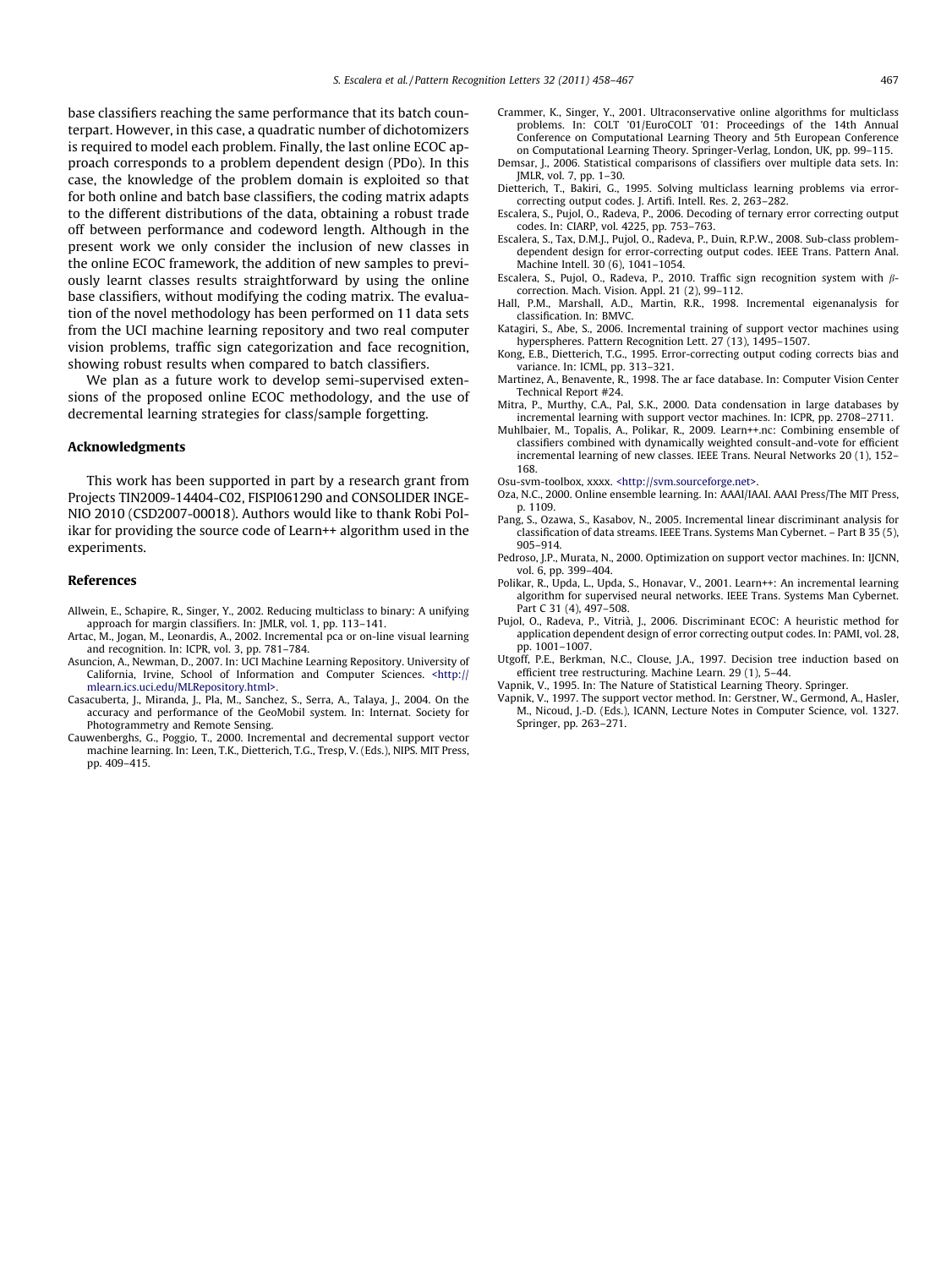base classifiers reaching the same performance that its batch counterpart. However, in this case, a quadratic number of dichotomizers is required to model each problem. Finally, the last online ECOC approach corresponds to a problem dependent design (PDo). In this case, the knowledge of the problem domain is exploited so that for both online and batch base classifiers, the coding matrix adapts to the different distributions of the data, obtaining a robust trade off between performance and codeword length. Although in the present work we only consider the inclusion of new classes in the online ECOC framework, the addition of new samples to previously learnt classes results straightforward by using the online base classifiers, without modifying the coding matrix. The evaluation of the novel methodology has been performed on 11 data sets from the UCI machine learning repository and two real computer vision problems, traffic sign categorization and face recognition, showing robust results when compared to batch classifiers.

We plan as a future work to develop semi-supervised extensions of the proposed online ECOC methodology, and the use of decremental learning strategies for class/sample forgetting.

## Acknowledgments

This work has been supported in part by a research grant from Projects TIN2009-14404-C02, FISPI061290 and CONSOLIDER INGENIO 2010 (CSD2007-00018). Authors would like to thank Robi Polikar for providing the source code of Learn++ algorithm used in the experiments.

## References

Allwein, E., Schapire, R., Singer, Y., 2002. Reducing multiclass to binary: A unifying approach for margin classifiers. In: JMLR, vol. 1, pp. 113–141.

Artac, M., Jogan, M., Leonardis, A., 2002. Incremental pca or on-line visual learning and recognition. In: ICPR, vol. 3, pp. 781–784.

Asuncion, A., Newman, D., 2007. In: UCI Machine Learning Repository. University of California, Irvine, School of Information and Computer Sciences. <http://mlearn.ics.uci.edu/MLRepository.html>.

Casacuberta, J., Miranda, J., Pla, M., Sanchez, S., Serra, A., Talaya, J., 2004. On the accuracy and performance of the GeoMobil system. In: Internat. Society for Photogrammetry and Remote Sensing.

Cauwenberghs, G., Poggio, T., 2000. Incremental and decremental support vector machine learning. In: Leen, T.K., Dietterich, T.G., Tresp, V. (Eds.), NIPS. MIT Press, pp. 409–415.

Crammer, K., Singer, Y., 2001. Ultraconservative online algorithms for multiclass problems. In: COLT '01/EuroCOLT '01: Proceedings of the 14th Annual Conference on Computational Learning Theory and 5th European Conference on Computational Learning Theory. Springer-Verlag, London, UK, pp. 99–115.

Demsar, J., 2006. Statistical comparisons of classifiers over multiple data sets. In: JMLR, vol. 7, pp. 1–30.

Dietterich, T., Bakiri, G., 1995. Solving multiclass learning problems via error-correcting output codes. J. Artifi. Intell. Res. 2, 263–282.

Escalera, S., Pujol, O., Radeva, P., 2006. Decoding of ternary error correcting output codes. In: CIARP, vol. 4225, pp. 753–763.

Escalera, S., Tax, D.M.J., Pujol, O., Radeva, P., Duin, R.P.W., 2008. Sub-class problem-dependent design for error-correcting output codes. IEEE Trans. Pattern Anal. Machine Intell. 30 (6), 1041–1054.

Escalera, S., Pujol, O., Radeva, P., 2010. Traffic sign recognition system with $\beta$-correction. Mach. Vision. Appl. 21 (2), 99–112.

Hall, P.M., Marshall, A.D., Martin, R.R., 1998. Incremental eigenanalysis for classification. In: BMVC.

Katagiri, S., Abe, S., 2006. Incremental training of support vector machines using hyperspheres. Pattern Recognition Lett. 27 (13), 1495–1507.

Kong, E.B., Dietterich, T.G., 1995. Error-correcting output coding corrects bias and variance. In: ICML, pp. 313–321.

Martinez, A., Benavente, R., 1998. The ar face database. In: Computer Vision Center Technical Report #24.

Mitra, P., Murthy, C.A., Pal, S.K., 2000. Data condensation in large databases by incremental learning with support vector machines. In: ICPR, pp. 2708–2711.

Muhlbaier, M., Topalis, A., Polikar, R., 2009. Learn++.nc: Combining ensemble of classifiers combined with dynamically weighted consult-and-vote for efficient incremental learning of new classes. IEEE Trans. Neural Networks 20 (1), 152–168.

Osu-svm-toolbox, xxxx. <http://svm.sourceforge.net>.

Oza, N.C., 2000. Online ensemble learning. In: AAAI/IAAI. AAAI Press/The MIT Press, p. 1109.

Pang, S., Ozawa, S., Kasabov, N., 2005. Incremental linear discriminant analysis for classification of data streams. IEEE Trans. Systems Man Cybernet. – Part B 35 (5), 905–914.

Pedroso, J.P., Murata, N., 2000. Optimization on support vector machines. In: IJCNN, vol. 6, pp. 399–404.

Polikar, R., Upda, L., Upda, S., Honavar, V., 2001. Learn++: An incremental learning algorithm for supervised neural networks. IEEE Trans. Systems Man Cybernet. Part C 31 (4), 497–508.

Pujol, O., Radeva, P., Vitrià, J., 2006. Discriminant ECOC: A heuristic method for application dependent design of error correcting output codes. In: PAMI, vol. 28, pp. 1001–1007.

Utgoff, P.E., Berkman, N.C., Clouse, J.A., 1997. Decision tree induction based on efficient tree restructuring. Machine Learn. 29 (1), 5–44.

Vapnik, V., 1995. In: The Nature of Statistical Learning Theory. Springer.

Vapnik, V., 1997. The support vector method. In: Gerstner, W., Germond, A., Hasler, M., Nicoud, J.-D. (Eds.), ICANN, Lecture Notes in Computer Science, vol. 1327. Springer, pp. 263–271.